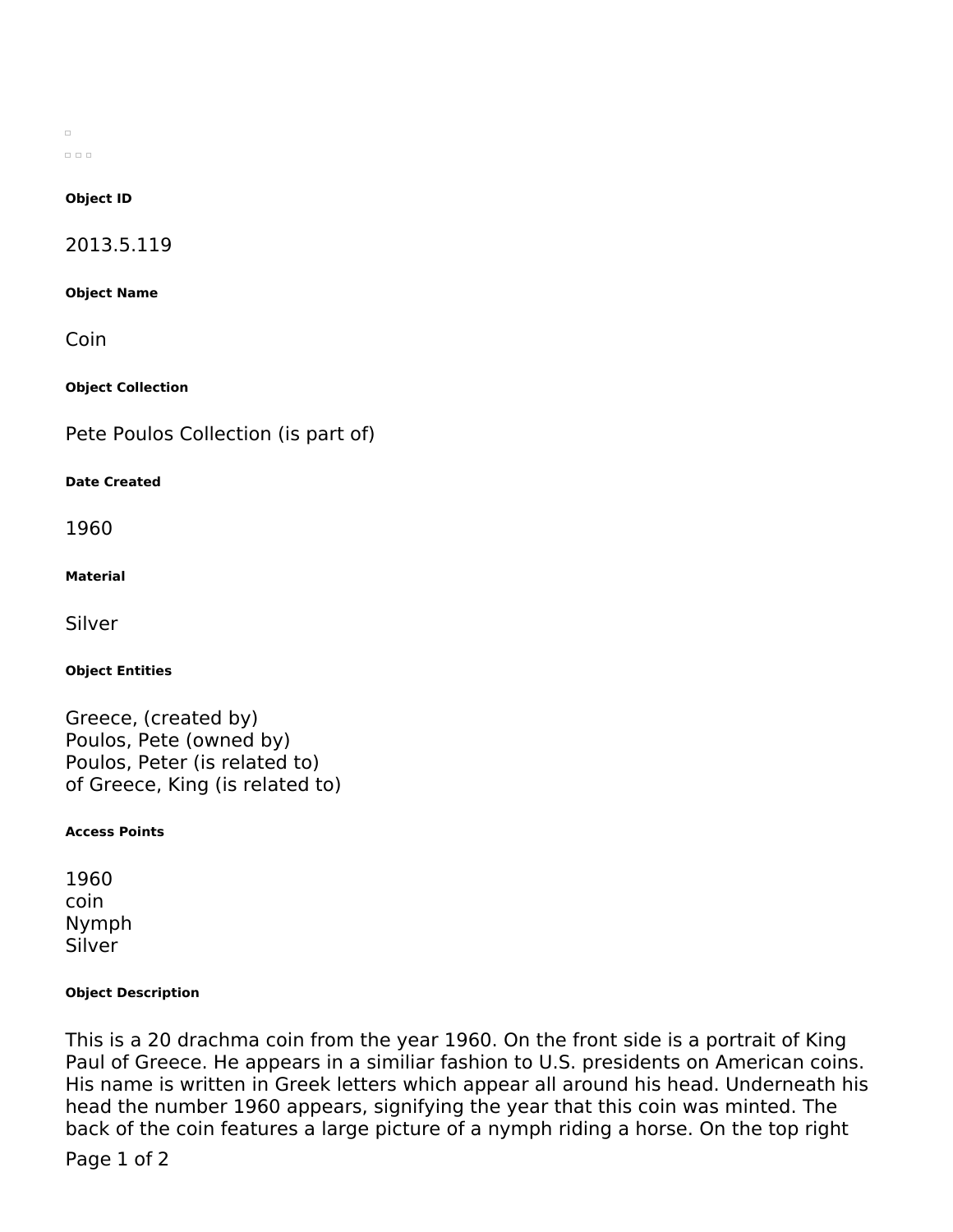#### Object ID

2013.5.119

#### Object Name

Coin

#### Object Collection

Pete Poulos Collection (is part of)

#### Date Created

1960

#### Material

Silver

#### Object Entities

Greece, (created by)
Poulos, Pete (owned by)
Poulos, Peter (is related to)
of Greece, King (is related to)

#### Access Points

1960
coin
Nymph
Silver

#### Object Description

This is a 20 drachma coin from the year 1960. On the front side is a portrait of King Paul of Greece. He appears in a similiar fashion to U.S. presidents on American coins. His name is written in Greek letters which appear all around his head. Underneath his head the number 1960 appears, signifying the year that this coin was minted. The back of the coin features a large picture of a nymph riding a horse. On the top right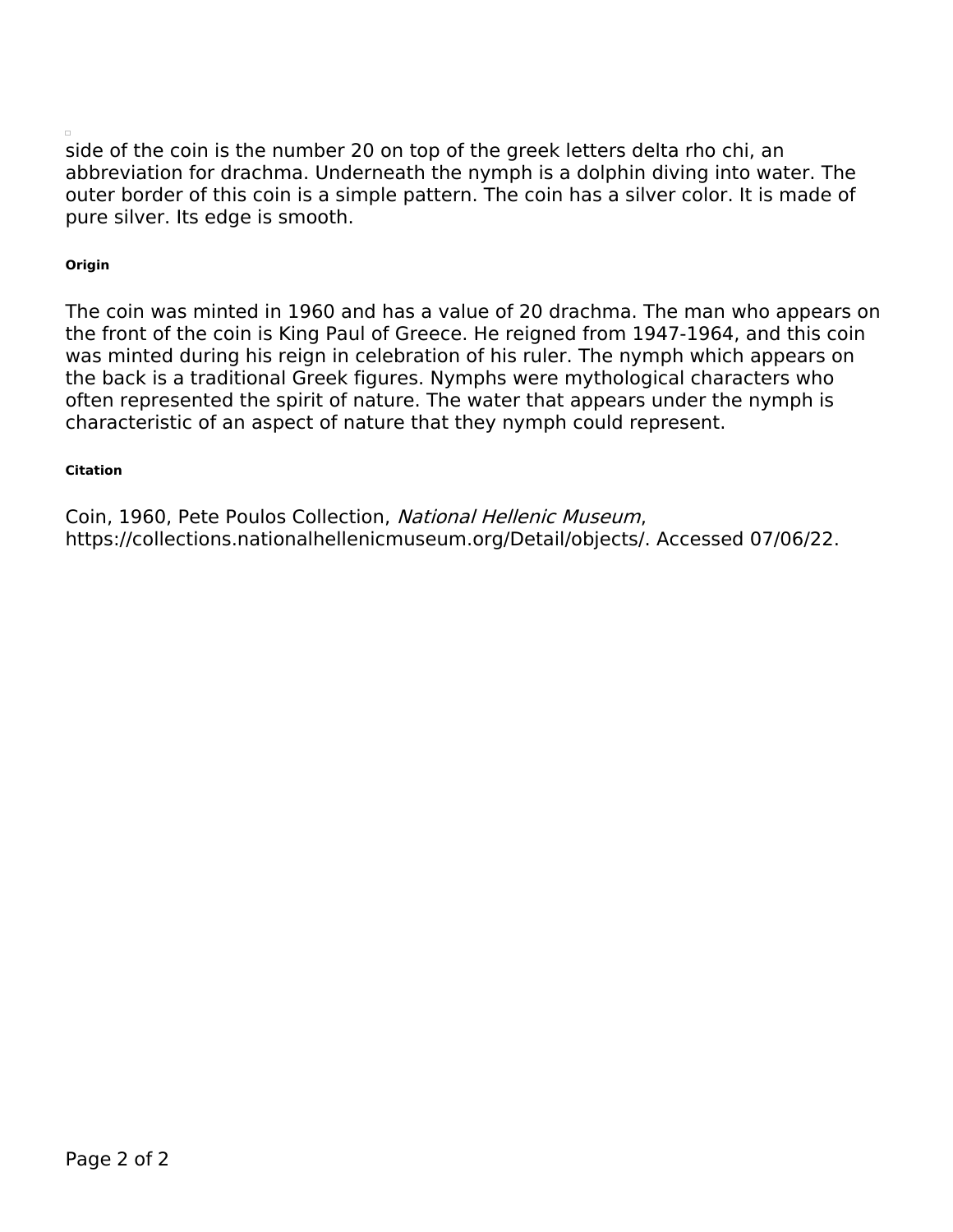side of the coin is the number 20 on top of the greek letters delta rho chi, an abbreviation for drachma. Underneath the nymph is a dolphin diving into water. The outer border of this coin is a simple pattern. The coin has a silver color. It is made of pure silver. Its edge is smooth.

#### Origin

The coin was minted in 1960 and has a value of 20 drachma. The man who appears on the front of the coin is King Paul of Greece. He reigned from 1947-1964, and this coin was minted during his reign in celebration of his ruler. The nymph which appears on the back is a traditional Greek figures. Nymphs were mythological characters who often represented the spirit of nature. The water that appears under the nymph is characteristic of an aspect of nature that they nymph could represent.

#### Citation

Coin, 1960, Pete Poulos Collection, *National Hellenic Museum*, https://collections.nationalhellenicmuseum.org/Detail/objects/. Accessed 07/06/22.